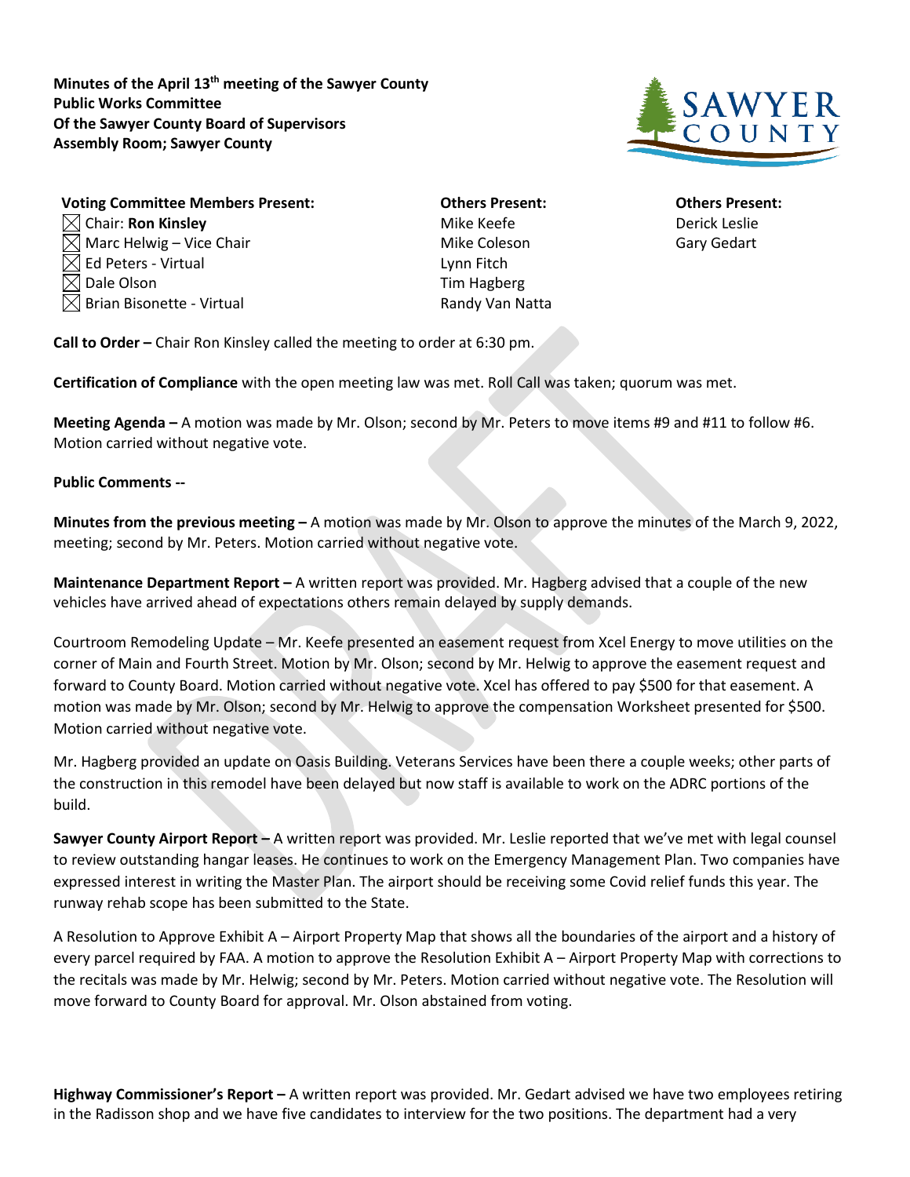**Minutes of the April 13th meeting of the Sawyer County Public Works Committee Of the Sawyer County Board of Supervisors Assembly Room; Sawyer County**

**Voting Committee Members Present:**
- ☒ Chair: **Ron Kinsley**
- ☒ Marc Helwig – Vice Chair
- ☒ Ed Peters - Virtual
- ☒ Dale Olson
- ☒ Brian Bisonette - Virtual

**Others Present:**
- Mike Keefe
- Mike Coleson
- Lynn Fitch
- Tim Hagberg
- Randy Van Natta

**Others Present:**
- Derick Leslie
- Gary Gedart

**Call to Order –** Chair Ron Kinsley called the meeting to order at 6:30 pm.

**Certification of Compliance** with the open meeting law was met. Roll Call was taken; quorum was met.

**Meeting Agenda –** A motion was made by Mr. Olson; second by Mr. Peters to move items #9 and #11 to follow #6. Motion carried without negative vote.

**Public Comments --**

**Minutes from the previous meeting –** A motion was made by Mr. Olson to approve the minutes of the March 9, 2022, meeting; second by Mr. Peters. Motion carried without negative vote.

**Maintenance Department Report –** A written report was provided. Mr. Hagberg advised that a couple of the new vehicles have arrived ahead of expectations others remain delayed by supply demands.

Courtroom Remodeling Update – Mr. Keefe presented an easement request from Xcel Energy to move utilities on the corner of Main and Fourth Street. Motion by Mr. Olson; second by Mr. Helwig to approve the easement request and forward to County Board. Motion carried without negative vote. Xcel has offered to pay $500 for that easement. A motion was made by Mr. Olson; second by Mr. Helwig to approve the compensation Worksheet presented for $500. Motion carried without negative vote.

Mr. Hagberg provided an update on Oasis Building. Veterans Services have been there a couple weeks; other parts of the construction in this remodel have been delayed but now staff is available to work on the ADRC portions of the build.

**Sawyer County Airport Report –** A written report was provided. Mr. Leslie reported that we've met with legal counsel to review outstanding hangar leases. He continues to work on the Emergency Management Plan. Two companies have expressed interest in writing the Master Plan. The airport should be receiving some Covid relief funds this year. The runway rehab scope has been submitted to the State.

A Resolution to Approve Exhibit A – Airport Property Map that shows all the boundaries of the airport and a history of every parcel required by FAA. A motion to approve the Resolution Exhibit A – Airport Property Map with corrections to the recitals was made by Mr. Helwig; second by Mr. Peters. Motion carried without negative vote. The Resolution will move forward to County Board for approval. Mr. Olson abstained from voting.

**Highway Commissioner's Report –** A written report was provided. Mr. Gedart advised we have two employees retiring in the Radisson shop and we have five candidates to interview for the two positions. The department had a very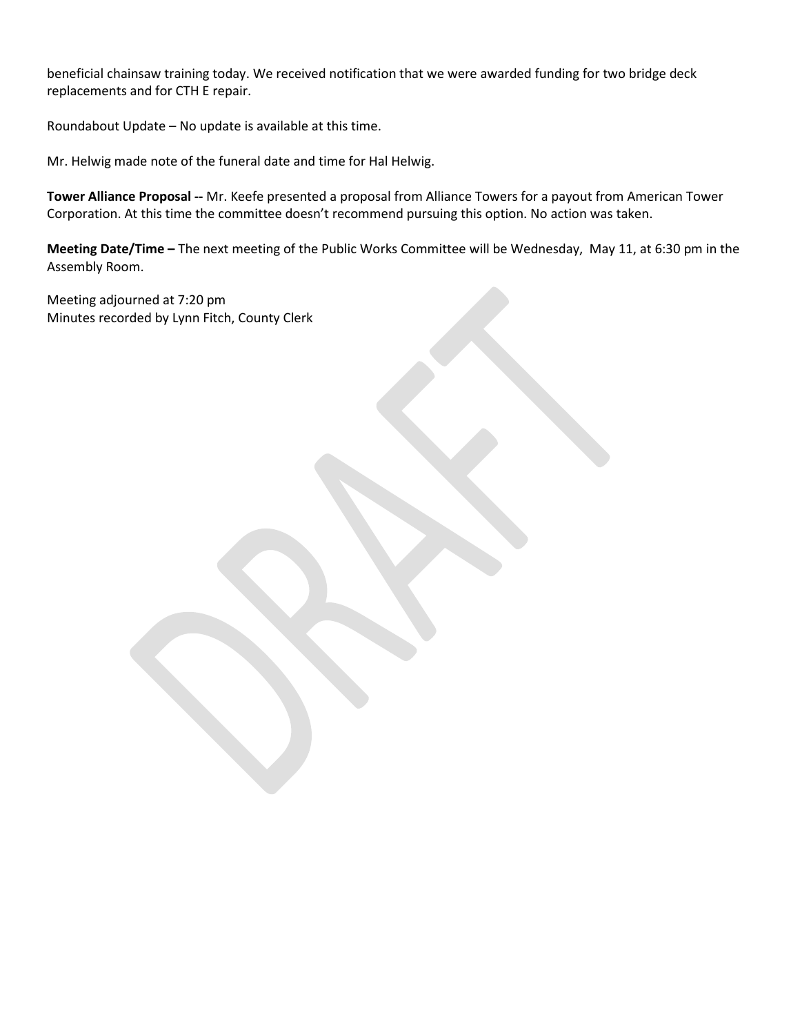beneficial chainsaw training today. We received notification that we were awarded funding for two bridge deck replacements and for CTH E repair.

Roundabout Update – No update is available at this time.

Mr. Helwig made note of the funeral date and time for Hal Helwig.

**Tower Alliance Proposal --** Mr. Keefe presented a proposal from Alliance Towers for a payout from American Tower Corporation. At this time the committee doesn't recommend pursuing this option. No action was taken.

**Meeting Date/Time –** The next meeting of the Public Works Committee will be Wednesday, May 11, at 6:30 pm in the Assembly Room.

Meeting adjourned at 7:20 pm
Minutes recorded by Lynn Fitch, County Clerk

DRAFT